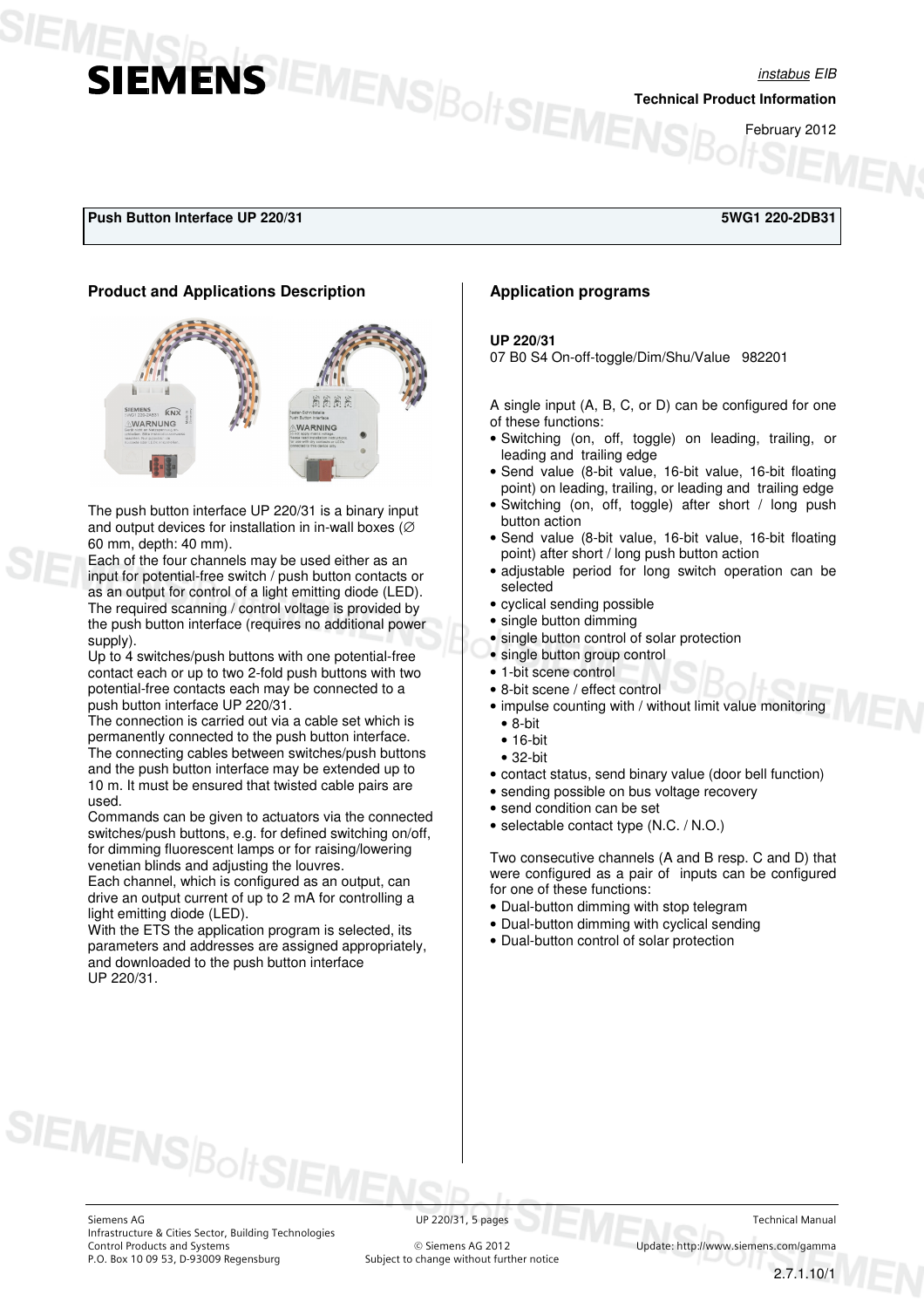*instabus* EIB

**Technical Product Information**

February 2012

**Push Button Interface UP 220/31** — **5WG1 220-2DB31**

## Product and Applications Description

The push button interface UP 220/31 is a binary input and output devices for installation in in-wall boxes (∅ 60 mm, depth: 40 mm).

Each of the four channels may be used either as an input for potential-free switch / push button contacts or as an output for control of a light emitting diode (LED).

The required scanning / control voltage is provided by the push button interface (requires no additional power supply).

Up to 4 switches/push buttons with one potential-free contact each or up to two 2-fold push buttons with two potential-free contacts each may be connected to a push button interface UP 220/31.

The connection is carried out via a cable set which is permanently connected to the push button interface.

The connecting cables between switches/push buttons and the push button interface may be extended up to 10 m. It must be ensured that twisted cable pairs are used.

Commands can be given to actuators via the connected switches/push buttons, e.g. for defined switching on/off, for dimming fluorescent lamps or for raising/lowering venetian blinds and adjusting the louvres.

Each channel, which is configured as an output, can drive an output current of up to 2 mA for controlling a light emitting diode (LED).

With the ETS the application program is selected, its parameters and addresses are assigned appropriately, and downloaded to the push button interface UP 220/31.

## Application programs

**UP 220/31**
07 B0 S4 On-off-toggle/Dim/Shu/Value   982201

A single input (A, B, C, or D) can be configured for one of these functions:

- Switching (on, off, toggle) on leading, trailing, or leading and trailing edge
- Send value (8-bit value, 16-bit value, 16-bit floating point) on leading, trailing, or leading and trailing edge
- Switching (on, off, toggle) after short / long push button action
- Send value (8-bit value, 16-bit value, 16-bit floating point) after short / long push button action
- adjustable period for long switch operation can be selected
- cyclical sending possible
- single button dimming
- single button control of solar protection
- single button group control
- 1-bit scene control
- 8-bit scene / effect control
- impulse counting with / without limit value monitoring
  - 8-bit
  - 16-bit
  - 32-bit
- contact status, send binary value (door bell function)
- sending possible on bus voltage recovery
- send condition can be set
- selectable contact type (N.C. / N.O.)

Two consecutive channels (A and B resp. C and D) that were configured as a pair of inputs can be configured for one of these functions:

- Dual-button dimming with stop telegram
- Dual-button dimming with cyclical sending
- Dual-button control of solar protection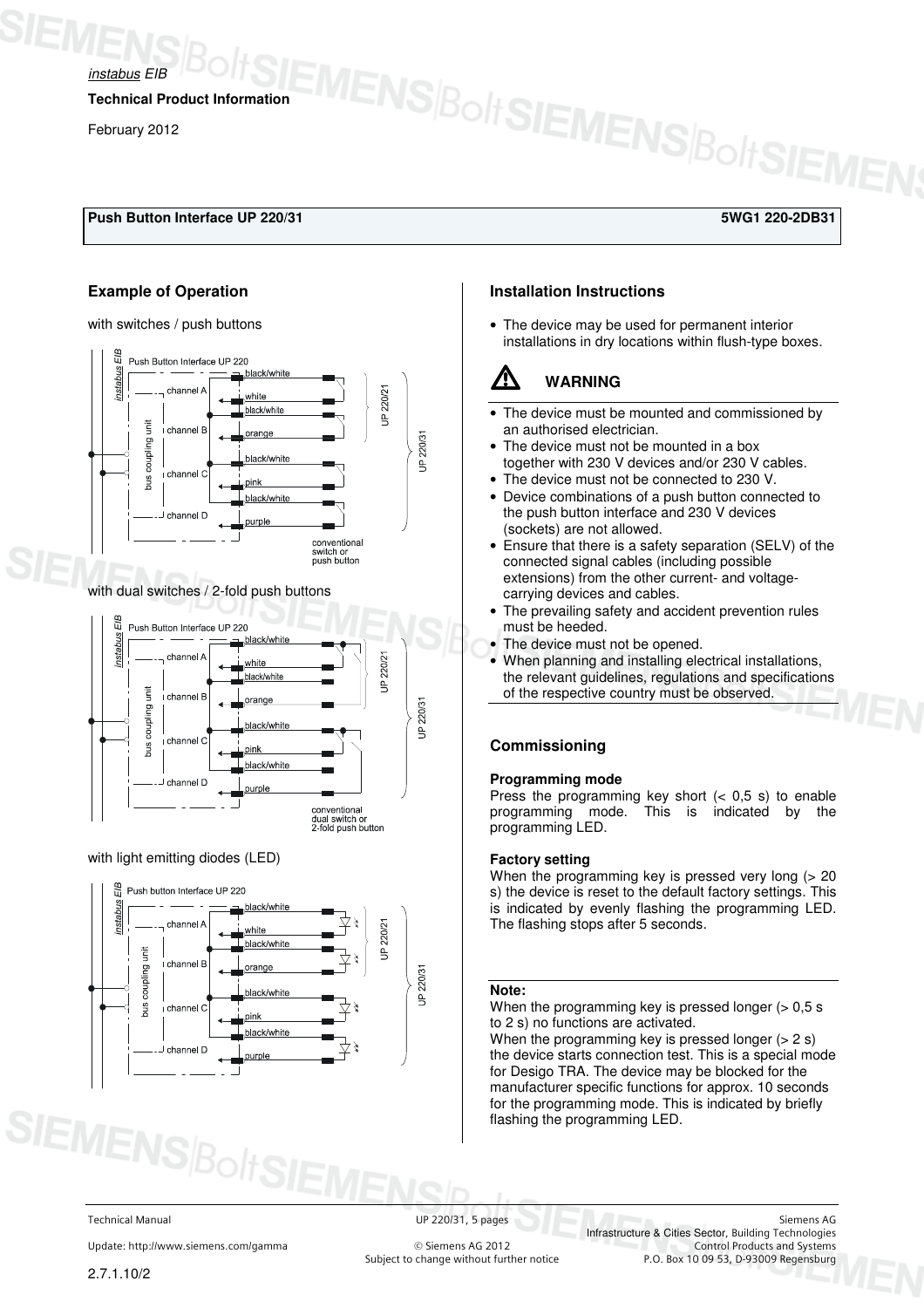*instabus* EIB

**Technical Product Information**

February 2012

**Push Button Interface UP 220/31** **5WG1 220-2DB31**

## Example of Operation

with switches / push buttons

with dual switches / 2-fold push buttons

with light emitting diodes (LED)

## Installation Instructions

- The device may be used for permanent interior installations in dry locations within flush-type boxes.

### ⚠ WARNING

- The device must be mounted and commissioned by an authorised electrician.
- The device must not be mounted in a box together with 230 V devices and/or 230 V cables.
- The device must not be connected to 230 V.
- Device combinations of a push button connected to the push button interface and 230 V devices (sockets) are not allowed.
- Ensure that there is a safety separation (SELV) of the connected signal cables (including possible extensions) from the other current- and voltage-carrying devices and cables.
- The prevailing safety and accident prevention rules must be heeded.
- The device must not be opened.
- When planning and installing electrical installations, the relevant guidelines, regulations and specifications of the respective country must be observed.

## Commissioning

**Programming mode**
Press the programming key short (< 0,5 s) to enable programming mode. This is indicated by the programming LED.

**Factory setting**
When the programming key is pressed very long (> 20 s) the device is reset to the default factory settings. This is indicated by evenly flashing the programming LED. The flashing stops after 5 seconds.

**Note:**
When the programming key is pressed longer (> 0,5 s to 2 s) no functions are activated.
When the programming key is pressed longer (> 2 s) the device starts connection test. This is a special mode for Desigo TRA. The device may be blocked for the manufacturer specific functions for approx. 10 seconds for the programming mode. This is indicated by briefly flashing the programming LED.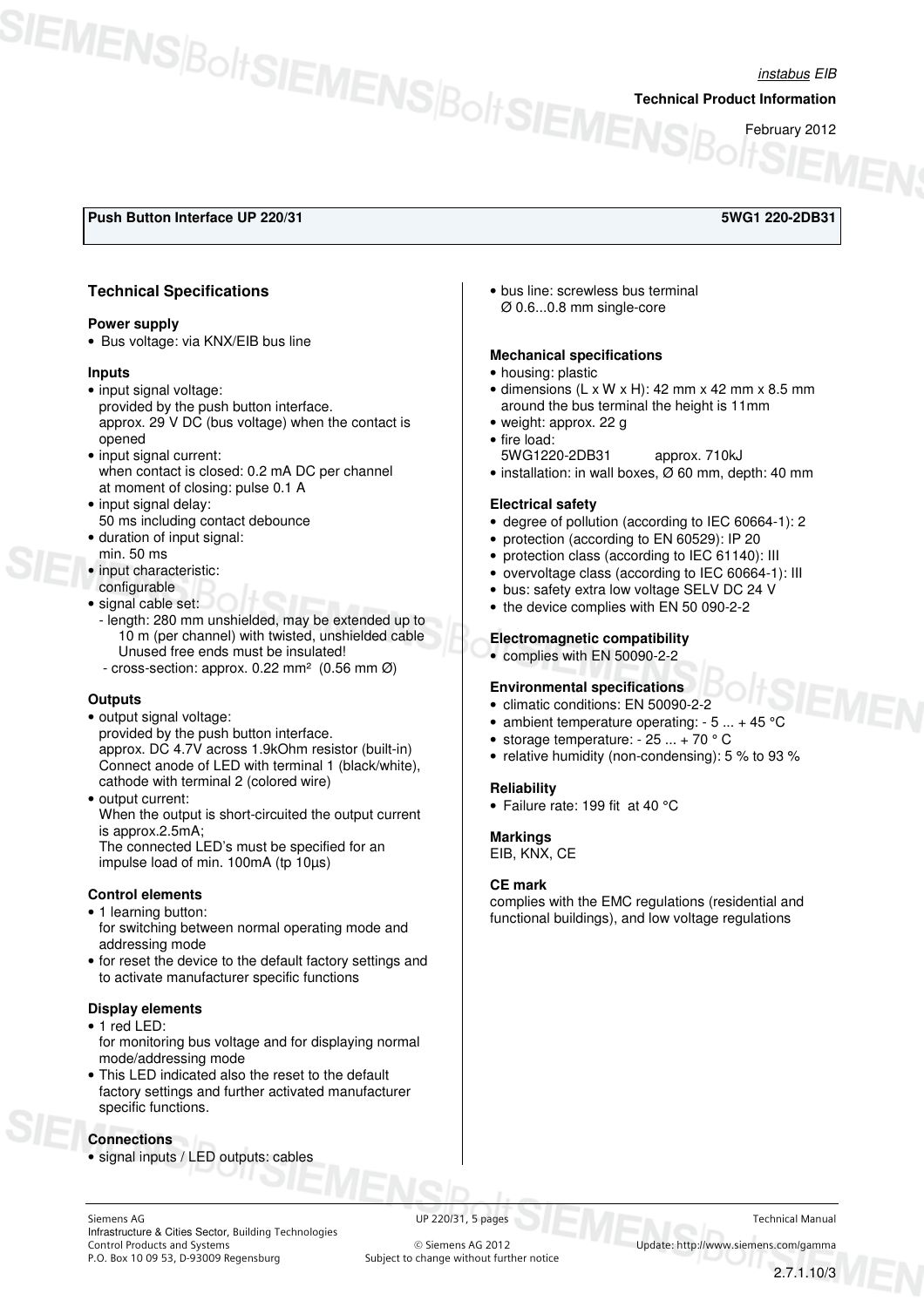**Push Button Interface UP 220/31** **5WG1 220-2DB31**

## Technical Specifications

### Power supply

- Bus voltage: via KNX/EIB bus line

### Inputs

- input signal voltage:
  provided by the push button interface.
  approx. 29 V DC (bus voltage) when the contact is opened
- input signal current:
  when contact is closed: 0.2 mA DC per channel
  at moment of closing: pulse 0.1 A
- input signal delay:
  50 ms including contact debounce
- duration of input signal:
  min. 50 ms
- input characteristic:
  configurable
- signal cable set:
  - length: 280 mm unshielded, may be extended up to 10 m (per channel) with twisted, unshielded cable
    Unused free ends must be insulated!
  - cross-section: approx. 0.22 mm² (0.56 mm Ø)

### Outputs

- output signal voltage:
  provided by the push button interface.
  approx. DC 4.7V across 1.9kOhm resistor (built-in)
  Connect anode of LED with terminal 1 (black/white), cathode with terminal 2 (colored wire)
- output current:
  When the output is short-circuited the output current is approx.2.5mA;
  The connected LED's must be specified for an impulse load of min. 100mA (tp 10µs)

### Control elements

- 1 learning button:
  for switching between normal operating mode and addressing mode
- for reset the device to the default factory settings and to activate manufacturer specific functions

### Display elements

- 1 red LED:
  for monitoring bus voltage and for displaying normal mode/addressing mode
- This LED indicated also the reset to the default factory settings and further activated manufacturer specific functions.

### Connections

- signal inputs / LED outputs: cables
- bus line: screwless bus terminal
  Ø 0.6...0.8 mm single-core

### Mechanical specifications

- housing: plastic
- dimensions (L x W x H): 42 mm x 42 mm x 8.5 mm
  around the bus terminal the height is 11mm
- weight: approx. 22 g
- fire load:
  5WG1220-2DB31 approx. 710kJ
- installation: in wall boxes, Ø 60 mm, depth: 40 mm

### Electrical safety

- degree of pollution (according to IEC 60664-1): 2
- protection (according to EN 60529): IP 20
- protection class (according to IEC 61140): III
- overvoltage class (according to IEC 60664-1): III
- bus: safety extra low voltage SELV DC 24 V
- the device complies with EN 50 090-2-2

### Electromagnetic compatibility

- complies with EN 50090-2-2

### Environmental specifications

- climatic conditions: EN 50090-2-2
- ambient temperature operating: - 5 ... + 45 °C
- storage temperature: - 25 ... + 70 ° C
- relative humidity (non-condensing): 5 % to 93 %

### Reliability

- Failure rate: 199 fit at 40 °C

### Markings

EIB, KNX, CE

### CE mark

complies with the EMC regulations (residential and functional buildings), and low voltage regulations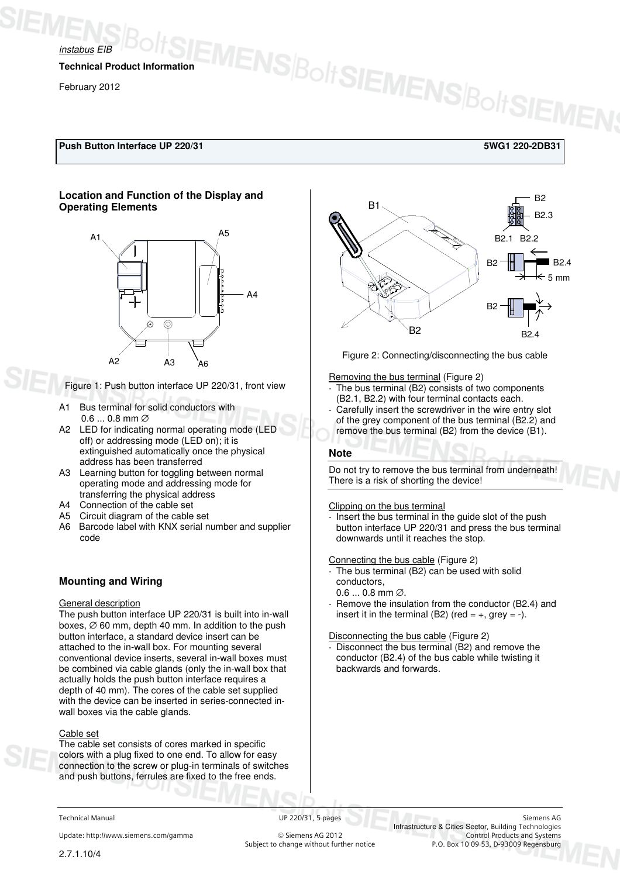*instabus* EIB

**Technical Product Information**

February 2012

**Push Button Interface UP 220/31 — 5WG1 220-2DB31**

## Location and Function of the Display and Operating Elements

Figure 1: Push button interface UP 220/31, front view

- A1 Bus terminal for solid conductors with 0.6 ... 0.8 mm ∅
- A2 LED for indicating normal operating mode (LED off) or addressing mode (LED on); it is extinguished automatically once the physical address has been transferred
- A3 Learning button for toggling between normal operating mode and addressing mode for transferring the physical address
- A4 Connection of the cable set
- A5 Circuit diagram of the cable set
- A6 Barcode label with KNX serial number and supplier code

## Mounting and Wiring

General description

The push button interface UP 220/31 is built into in-wall boxes, ∅ 60 mm, depth 40 mm. In addition to the push button interface, a standard device insert can be attached to the in-wall box. For mounting several conventional device inserts, several in-wall boxes must be combined via cable glands (only the in-wall box that actually holds the push button interface requires a depth of 40 mm). The cores of the cable set supplied with the device can be inserted in series-connected in-wall boxes via the cable glands.

Cable set

The cable set consists of cores marked in specific colors with a plug fixed to one end. To allow for easy connection to the screw or plug-in terminals of switches and push buttons, ferrules are fixed to the free ends.

Figure 2: Connecting/disconnecting the bus cable

Removing the bus terminal (Figure 2)

- The bus terminal (B2) consists of two components (B2.1, B2.2) with four terminal contacts each.
- Carefully insert the screwdriver in the wire entry slot of the grey component of the bus terminal (B2.2) and remove the bus terminal (B2) from the device (B1).

### Note

Do not try to remove the bus terminal from underneath! There is a risk of shorting the device!

Clipping on the bus terminal

- Insert the bus terminal in the guide slot of the push button interface UP 220/31 and press the bus terminal downwards until it reaches the stop.

Connecting the bus cable (Figure 2)

- The bus terminal (B2) can be used with solid conductors, 0.6 ... 0.8 mm ∅.
- Remove the insulation from the conductor (B2.4) and insert it in the terminal (B2) (red = +, grey = -).

Disconnecting the bus cable (Figure 2)

- Disconnect the bus terminal (B2) and remove the conductor (B2.4) of the bus cable while twisting it backwards and forwards.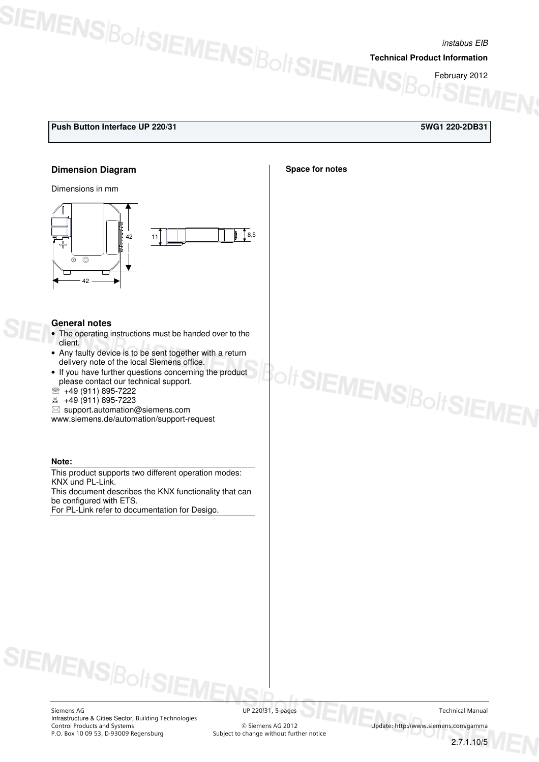## Dimension Diagram

Dimensions in mm

42
42
11
8,5

## General notes

- The operating instructions must be handed over to the client.
- Any faulty device is to be sent together with a return delivery note of the local Siemens office.
- If you have further questions concerning the product please contact our technical support.

☏ +49 (911) 895-7222
🖷 +49 (911) 895-7223
✉ support.automation@siemens.com
www.siemens.de/automation/support-request

**Note:**

This product supports two different operation modes: KNX und PL-Link.
This document describes the KNX functionality that can be configured with ETS.
For PL-Link refer to documentation for Desigo.

**Space for notes**